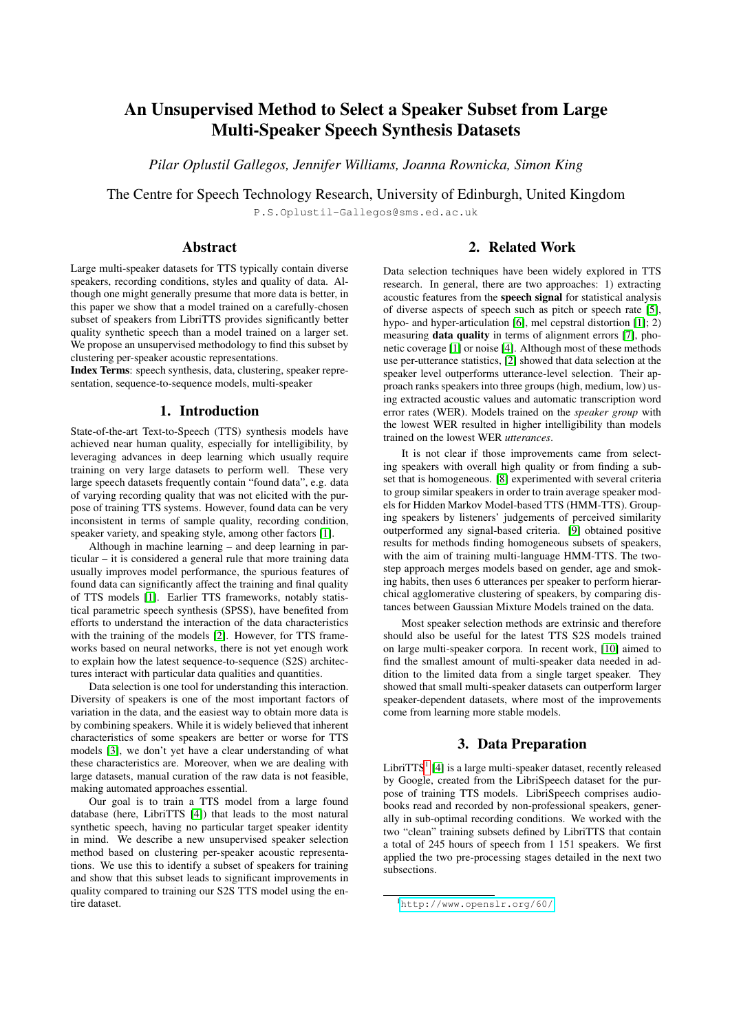# An Unsupervised Method to Select a Speaker Subset from Large Multi-Speaker Speech Synthesis Datasets

*Pilar Oplustil Gallegos, Jennifer Williams, Joanna Rownicka, Simon King*

The Centre for Speech Technology Research, University of Edinburgh, United Kingdom

P.S.Oplustil-Gallegos@sms.ed.ac.uk

## Abstract

Large multi-speaker datasets for TTS typically contain diverse speakers, recording conditions, styles and quality of data. Although one might generally presume that more data is better, in this paper we show that a model trained on a carefully-chosen subset of speakers from LibriTTS provides significantly better quality synthetic speech than a model trained on a larger set. We propose an unsupervised methodology to find this subset by clustering per-speaker acoustic representations.

**Index Terms**: speech synthesis, data, clustering, speaker representation, sequence-to-sequence models, multi-speaker

## 1. Introduction

State-of-the-art Text-to-Speech (TTS) synthesis models have achieved near human quality, especially for intelligibility, by leveraging advances in deep learning which usually require training on very large datasets to perform well. These very large speech datasets frequently contain "found data", e.g. data of varying recording quality that was not elicited with the purpose of training TTS systems. However, found data can be very inconsistent in terms of sample quality, recording condition, speaker variety, and speaking style, among other factors [1].

Although in machine learning – and deep learning in particular – it is considered a general rule that more training data usually improves model performance, the spurious features of found data can significantly affect the training and final quality of TTS models [1]. Earlier TTS frameworks, notably statistical parametric speech synthesis (SPSS), have benefited from efforts to understand the interaction of the data characteristics with the training of the models [2]. However, for TTS frameworks based on neural networks, there is not yet enough work to explain how the latest sequence-to-sequence (S2S) architectures interact with particular data qualities and quantities.

Data selection is one tool for understanding this interaction. Diversity of speakers is one of the most important factors of variation in the data, and the easiest way to obtain more data is by combining speakers. While it is widely believed that inherent characteristics of some speakers are better or worse for TTS models [3], we don't yet have a clear understanding of what these characteristics are. Moreover, when we are dealing with large datasets, manual curation of the raw data is not feasible, making automated approaches essential.

Our goal is to train a TTS model from a large found database (here, LibriTTS [4]) that leads to the most natural synthetic speech, having no particular target speaker identity in mind. We describe a new unsupervised speaker selection method based on clustering per-speaker acoustic representations. We use this to identify a subset of speakers for training and show that this subset leads to significant improvements in quality compared to training our S2S TTS model using the entire dataset.

## 2. Related Work

Data selection techniques have been widely explored in TTS research. In general, there are two approaches: 1) extracting acoustic features from the **speech signal** for statistical analysis of diverse aspects of speech such as pitch or speech rate [5], hypo- and hyper-articulation [6], mel cepstral distortion [1]; 2) measuring **data quality** in terms of alignment errors [7], phonetic coverage [1] or noise [4]. Although most of these methods use per-utterance statistics, [2] showed that data selection at the speaker level outperforms utterance-level selection. Their approach ranks speakers into three groups (high, medium, low) using extracted acoustic values and automatic transcription word error rates (WER). Models trained on the *speaker group* with the lowest WER resulted in higher intelligibility than models trained on the lowest WER *utterances*.

It is not clear if those improvements came from selecting speakers with overall high quality or from finding a subset that is homogeneous. [8] experimented with several criteria to group similar speakers in order to train average speaker models for Hidden Markov Model-based TTS (HMM-TTS). Grouping speakers by listeners' judgements of perceived similarity outperformed any signal-based criteria. [9] obtained positive results for methods finding homogeneous subsets of speakers, with the aim of training multi-language HMM-TTS. The two-step approach merges models based on gender, age and smoking habits, then uses 6 utterances per speaker to perform hierarchical agglomerative clustering of speakers, by comparing distances between Gaussian Mixture Models trained on the data.

Most speaker selection methods are extrinsic and therefore should also be useful for the latest TTS S2S models trained on large multi-speaker corpora. In recent work, [10] aimed to find the smallest amount of multi-speaker data needed in addition to the limited data from a single target speaker. They showed that small multi-speaker datasets can outperform larger speaker-dependent datasets, where most of the improvements come from learning more stable models.

## 3. Data Preparation

LibriTTS[1] [4] is a large multi-speaker dataset, recently released by Google, created from the LibriSpeech dataset for the purpose of training TTS models. LibriSpeech comprises audiobooks read and recorded by non-professional speakers, generally in sub-optimal recording conditions. We worked with the two "clean" training subsets defined by LibriTTS that contain a total of 245 hours of speech from 1 151 speakers. We first applied the two pre-processing stages detailed in the next two subsections.

[1] http://www.openslr.org/60/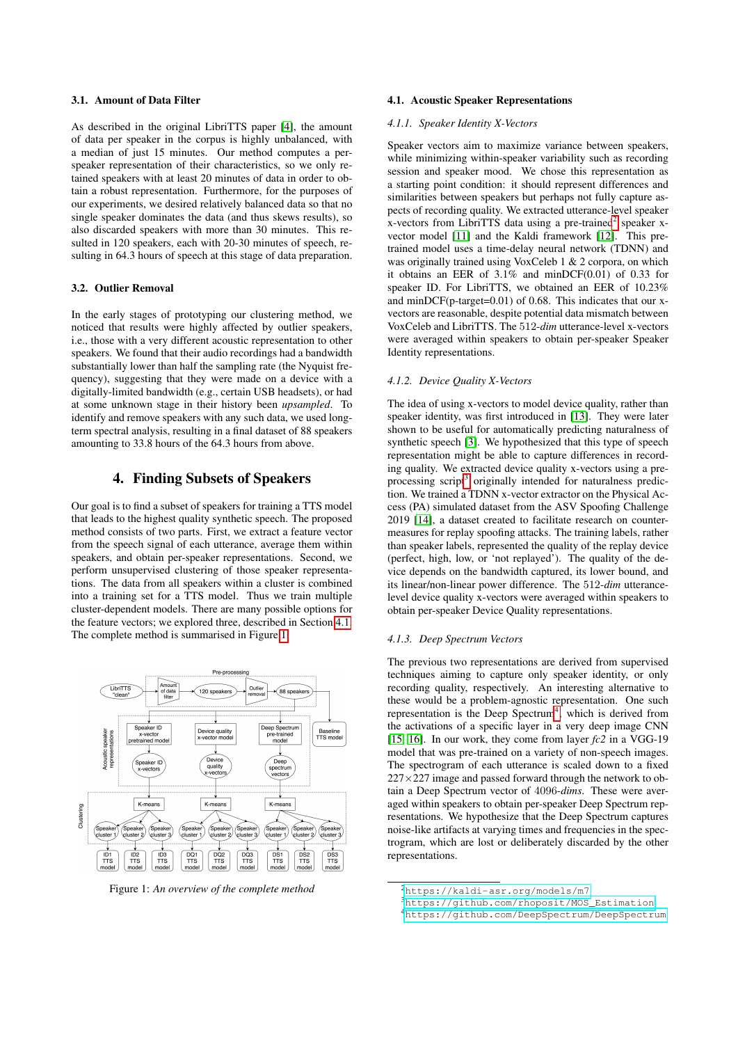### 3.1. Amount of Data Filter

As described in the original LibriTTS paper [4], the amount of data per speaker in the corpus is highly unbalanced, with a median of just 15 minutes. Our method computes a per-speaker representation of their characteristics, so we only retained speakers with at least 20 minutes of data in order to obtain a robust representation. Furthermore, for the purposes of our experiments, we desired relatively balanced data so that no single speaker dominates the data (and thus skews results), so also discarded speakers with more than 30 minutes. This resulted in 120 speakers, each with 20-30 minutes of speech, resulting in 64.3 hours of speech at this stage of data preparation.

### 3.2. Outlier Removal

In the early stages of prototyping our clustering method, we noticed that results were highly affected by outlier speakers, i.e., those with a very different acoustic representation to other speakers. We found that their audio recordings had a bandwidth substantially lower than half the sampling rate (the Nyquist frequency), suggesting that they were made on a device with a digitally-limited bandwidth (e.g., certain USB headsets), or had at some unknown stage in their history been *upsampled*. To identify and remove speakers with any such data, we used long-term spectral analysis, resulting in a final dataset of 88 speakers amounting to 33.8 hours of the 64.3 hours from above.

## 4. Finding Subsets of Speakers

Our goal is to find a subset of speakers for training a TTS model that leads to the highest quality synthetic speech. The proposed method consists of two parts. First, we extract a feature vector from the speech signal of each utterance, average them within speakers, and obtain per-speaker representations. Second, we perform unsupervised clustering of those speaker representations. The data from all speakers within a cluster is combined into a training set for a TTS model. Thus we train multiple cluster-dependent models. There are many possible options for the feature vectors; we explored three, described in Section 4.1. The complete method is summarised in Figure 1.

Figure 1: *An overview of the complete method*

### 4.1. Acoustic Speaker Representations

#### 4.1.1. Speaker Identity X-Vectors

Speaker vectors aim to maximize variance between speakers, while minimizing within-speaker variability such as recording session and speaker mood. We chose this representation as a starting point condition: it should represent differences and similarities between speakers but perhaps not fully capture aspects of recording quality. We extracted utterance-level speaker x-vectors from LibriTTS data using a pre-trained[2] speaker x-vector model [11] and the Kaldi framework [12]. This pre-trained model uses a time-delay neural network (TDNN) and was originally trained using VoxCeleb 1 & 2 corpora, on which it obtains an EER of 3.1% and minDCF(0.01) of 0.33 for speaker ID. For LibriTTS, we obtained an EER of 10.23% and minDCF(p-target=0.01) of 0.68. This indicates that our x-vectors are reasonable, despite potential data mismatch between VoxCeleb and LibriTTS. The 512-*dim* utterance-level x-vectors were averaged within speakers to obtain per-speaker Speaker Identity representations.

#### 4.1.2. Device Quality X-Vectors

The idea of using x-vectors to model device quality, rather than speaker identity, was first introduced in [13]. They were later shown to be useful for automatically predicting naturalness of synthetic speech [3]. We hypothesized that this type of speech representation might be able to capture differences in recording quality. We extracted device quality x-vectors using a pre-processing script[3] originally intended for naturalness prediction. We trained a TDNN x-vector extractor on the Physical Access (PA) simulated dataset from the ASV Spoofing Challenge 2019 [14], a dataset created to facilitate research on countermeasures for replay spoofing attacks. The training labels, rather than speaker labels, represented the quality of the replay device (perfect, high, low, or 'not replayed'). The quality of the device depends on the bandwidth captured, its lower bound, and its linear/non-linear power difference. The 512-*dim* utterance-level device quality x-vectors were averaged within speakers to obtain per-speaker Device Quality representations.

#### 4.1.3. Deep Spectrum Vectors

The previous two representations are derived from supervised techniques aiming to capture only speaker identity, or only recording quality, respectively. An interesting alternative to these would be a problem-agnostic representation. One such representation is the Deep Spectrum[4], which is derived from the activations of a specific layer in a very deep image CNN [15, 16]. In our work, they come from layer *fc2* in a VGG-19 model that was pre-trained on a variety of non-speech images. The spectrogram of each utterance is scaled down to a fixed $227 \times 227$ image and passed forward through the network to obtain a Deep Spectrum vector of 4096-*dims*. These were averaged within speakers to obtain per-speaker Deep Spectrum representations. We hypothesize that the Deep Spectrum captures noise-like artifacts at varying times and frequencies in the spectrogram, which are lost or deliberately discarded by the other representations.

[2] https://kaldi-asr.org/models/m7
[3] https://github.com/rhoposit/MOS_Estimation
[4] https://github.com/DeepSpectrum/DeepSpectrum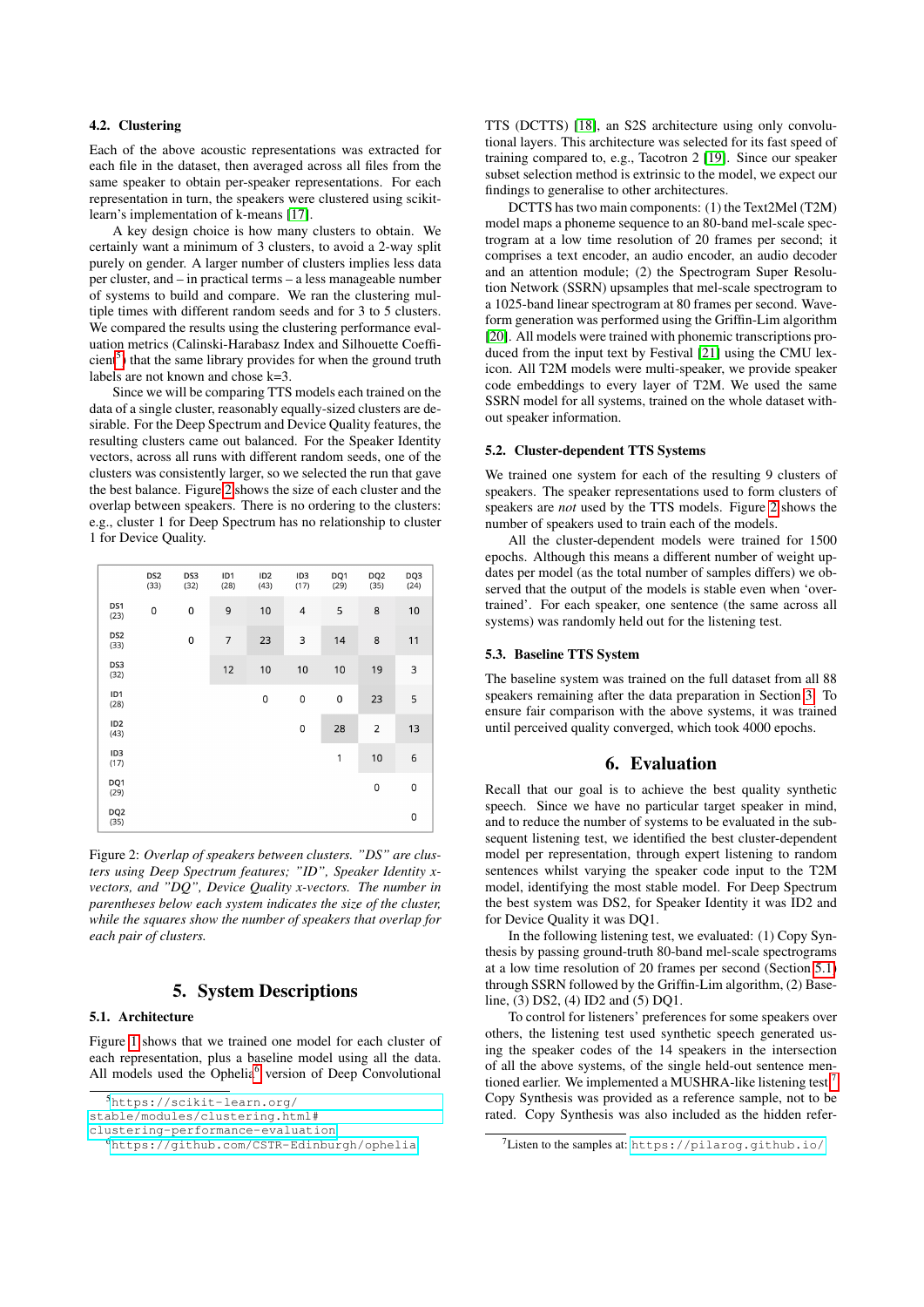### 4.2. Clustering

Each of the above acoustic representations was extracted for each file in the dataset, then averaged across all files from the same speaker to obtain per-speaker representations. For each representation in turn, the speakers were clustered using scikit-learn's implementation of k-means [17].

A key design choice is how many clusters to obtain. We certainly want a minimum of 3 clusters, to avoid a 2-way split purely on gender. A larger number of clusters implies less data per cluster, and – in practical terms – a less manageable number of systems to build and compare. We ran the clustering multiple times with different random seeds and for 3 to 5 clusters. We compared the results using the clustering performance evaluation metrics (Calinski-Harabasz Index and Silhouette Coefficient[5]) that the same library provides for when the ground truth labels are not known and chose k=3.

Since we will be comparing TTS models each trained on the data of a single cluster, reasonably equally-sized clusters are desirable. For the Deep Spectrum and Device Quality features, the resulting clusters came out balanced. For the Speaker Identity vectors, across all runs with different random seeds, one of the clusters was consistently larger, so we selected the run that gave the best balance. Figure 2 shows the size of each cluster and the overlap between speakers. There is no ordering to the clusters: e.g., cluster 1 for Deep Spectrum has no relationship to cluster 1 for Device Quality.

| | DS2 (33) | DS3 (32) | ID1 (28) | ID2 (43) | ID3 (17) | DQ1 (29) | DQ2 (35) | DQ3 (24) |
|---|---|---|---|---|---|---|---|---|
| DS1 (23) | 0 | 0 | 9 | 10 | 4 | 5 | 8 | 10 |
| DS2 (33) | | 0 | 7 | 23 | 3 | 14 | 8 | 11 |
| DS3 (32) | | | 12 | 10 | 10 | 10 | 19 | 3 |
| ID1 (28) | | | | 0 | 0 | 0 | 23 | 5 |
| ID2 (43) | | | | | 0 | 28 | 2 | 13 |
| ID3 (17) | | | | | | 1 | 10 | 6 |
| DQ1 (29) | | | | | | | 0 | 0 |
| DQ2 (35) | | | | | | | | 0 |

Figure 2: *Overlap of speakers between clusters. "DS" are clusters using Deep Spectrum features; "ID", Speaker Identity x-vectors, and "DQ", Device Quality x-vectors. The number in parentheses below each system indicates the size of the cluster, while the squares show the number of speakers that overlap for each pair of clusters.*

## 5. System Descriptions

### 5.1. Architecture

Figure 1 shows that we trained one model for each cluster of each representation, plus a baseline model using all the data. All models used the Ophelia[6] version of Deep Convolutional TTS (DCTTS) [18], an S2S architecture using only convolutional layers. This architecture was selected for its fast speed of training compared to, e.g., Tacotron 2 [19]. Since our speaker subset selection method is extrinsic to the model, we expect our findings to generalise to other architectures.

DCTTS has two main components: (1) the Text2Mel (T2M) model maps a phoneme sequence to an 80-band mel-scale spectrogram at a low time resolution of 20 frames per second; it comprises a text encoder, an audio encoder, an audio decoder and an attention module; (2) the Spectrogram Super Resolution Network (SSRN) upsamples that mel-scale spectrogram to a 1025-band linear spectrogram at 80 frames per second. Waveform generation was performed using the Griffin-Lim algorithm [20]. All models were trained with phonemic transcriptions produced from the input text by Festival [21] using the CMU lexicon. All T2M models were multi-speaker, we provide speaker code embeddings to every layer of T2M. We used the same SSRN model for all systems, trained on the whole dataset without speaker information.

### 5.2. Cluster-dependent TTS Systems

We trained one system for each of the resulting 9 clusters of speakers. The speaker representations used to form clusters of speakers are *not* used by the TTS models. Figure 2 shows the number of speakers used to train each of the models.

All the cluster-dependent models were trained for 1500 epochs. Although this means a different number of weight updates per model (as the total number of samples differs) we observed that the output of the models is stable even when 'over-trained'. For each speaker, one sentence (the same across all systems) was randomly held out for the listening test.

### 5.3. Baseline TTS System

The baseline system was trained on the full dataset from all 88 speakers remaining after the data preparation in Section 3. To ensure fair comparison with the above systems, it was trained until perceived quality converged, which took 4000 epochs.

## 6. Evaluation

Recall that our goal is to achieve the best quality synthetic speech. Since we have no particular target speaker in mind, and to reduce the number of systems to be evaluated in the subsequent listening test, we identified the best cluster-dependent model per representation, through expert listening to random sentences whilst varying the speaker code input to the T2M model, identifying the most stable model. For Deep Spectrum the best system was DS2, for Speaker Identity it was ID2 and for Device Quality it was DQ1.

In the following listening test, we evaluated: (1) Copy Synthesis by passing ground-truth 80-band mel-scale spectrograms at a low time resolution of 20 frames per second (Section 5.1) through SSRN followed by the Griffin-Lim algorithm, (2) Baseline, (3) DS2, (4) ID2 and (5) DQ1.

To control for listeners' preferences for some speakers over others, the listening test used synthetic speech generated using the speaker codes of the 14 speakers in the intersection of all the above systems, of the single held-out sentence mentioned earlier. We implemented a MUSHRA-like listening test[7]. Copy Synthesis was provided as a reference sample, not to be rated. Copy Synthesis was also included as the hidden refer-

[5] https://scikit-learn.org/stable/modules/clustering.html#clustering-performance-evaluation

[6] https://github.com/CSTR-Edinburgh/ophelia

[7] Listen to the samples at: https://pilarog.github.io/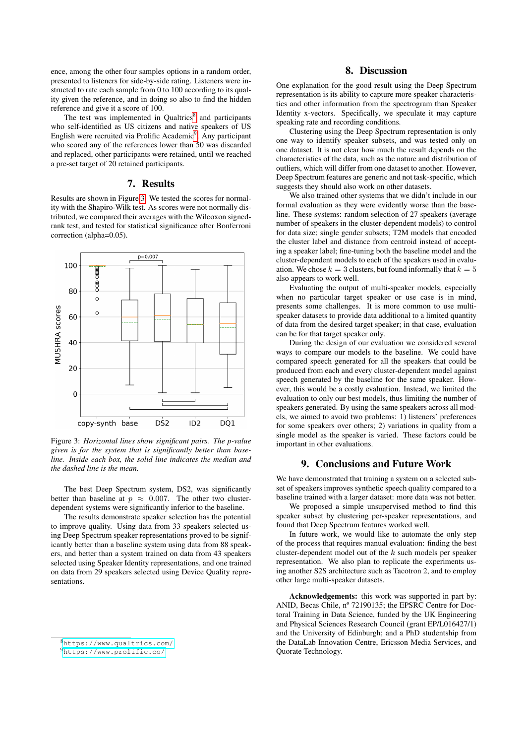ence, among the other four samples options in a random order, presented to listeners for side-by-side rating. Listeners were instructed to rate each sample from 0 to 100 according to its quality given the reference, and in doing so also to find the hidden reference and give it a score of 100.

The test was implemented in Qualtrics[8] and participants who self-identified as US citizens and native speakers of US English were recruited via Prolific Academic[9]. Any participant who scored any of the references lower than 50 was discarded and replaced, other participants were retained, until we reached a pre-set target of 20 retained participants.

## 7. Results

Results are shown in Figure 3. We tested the scores for normality with the Shapiro-Wilk test. As scores were not normally distributed, we compared their averages with the Wilcoxon signed-rank test, and tested for statistical significance after Bonferroni correction (alpha=0.05).

Figure 3: *Horizontal lines show significant pairs. The p-value given is for the system that is significantly better than baseline. Inside each box, the solid line indicates the median and the dashed line is the mean.*

The best Deep Spectrum system, DS2, was significantly better than baseline at $p \approx 0.007$. The other two cluster-dependent systems were significantly inferior to the baseline.

The results demonstrate speaker selection has the potential to improve quality. Using data from 33 speakers selected using Deep Spectrum speaker representations proved to be significantly better than a baseline system using data from 88 speakers, and better than a system trained on data from 43 speakers selected using Speaker Identity representations, and one trained on data from 29 speakers selected using Device Quality representations.

## 8. Discussion

One explanation for the good result using the Deep Spectrum representation is its ability to capture more speaker characteristics and other information from the spectrogram than Speaker Identity x-vectors. Specifically, we speculate it may capture speaking rate and recording conditions.

Clustering using the Deep Spectrum representation is only one way to identify speaker subsets, and was tested only on one dataset. It is not clear how much the result depends on the characteristics of the data, such as the nature and distribution of outliers, which will differ from one dataset to another. However, Deep Spectrum features are generic and not task-specific, which suggests they should also work on other datasets.

We also trained other systems that we didn't include in our formal evaluation as they were evidently worse than the baseline. These systems: random selection of 27 speakers (average number of speakers in the cluster-dependent models) to control for data size; single gender subsets; T2M models that encoded the cluster label and distance from centroid instead of accepting a speaker label; fine-tuning both the baseline model and the cluster-dependent models to each of the speakers used in evaluation. We chose $k = 3$ clusters, but found informally that $k = 5$ also appears to work well.

Evaluating the output of multi-speaker models, especially when no particular target speaker or use case is in mind, presents some challenges. It is more common to use multi-speaker datasets to provide data additional to a limited quantity of data from the desired target speaker; in that case, evaluation can be for that target speaker only.

During the design of our evaluation we considered several ways to compare our models to the baseline. We could have compared speech generated for all the speakers that could be produced from each and every cluster-dependent model against speech generated by the baseline for the same speaker. However, this would be a costly evaluation. Instead, we limited the evaluation to only our best models, thus limiting the number of speakers generated. By using the same speakers across all models, we aimed to avoid two problems: 1) listeners' preferences for some speakers over others; 2) variations in quality from a single model as the speaker is varied. These factors could be important in other evaluations.

## 9. Conclusions and Future Work

We have demonstrated that training a system on a selected subset of speakers improves synthetic speech quality compared to a baseline trained with a larger dataset: more data was not better.

We proposed a simple unsupervised method to find this speaker subset by clustering per-speaker representations, and found that Deep Spectrum features worked well.

In future work, we would like to automate the only step of the process that requires manual evaluation: finding the best cluster-dependent model out of the $k$ such models per speaker representation. We also plan to replicate the experiments using another S2S architecture such as Tacotron 2, and to employ other large multi-speaker datasets.

**Acknowledgements:** this work was supported in part by: ANID, Becas Chile, nº 72190135; the EPSRC Centre for Doctoral Training in Data Science, funded by the UK Engineering and Physical Sciences Research Council (grant EP/L016427/1) and the University of Edinburgh; and a PhD studentship from the DataLab Innovation Centre, Ericsson Media Services, and Quorate Technology.

[8] https://www.qualtrics.com/
[9] https://www.prolific.co/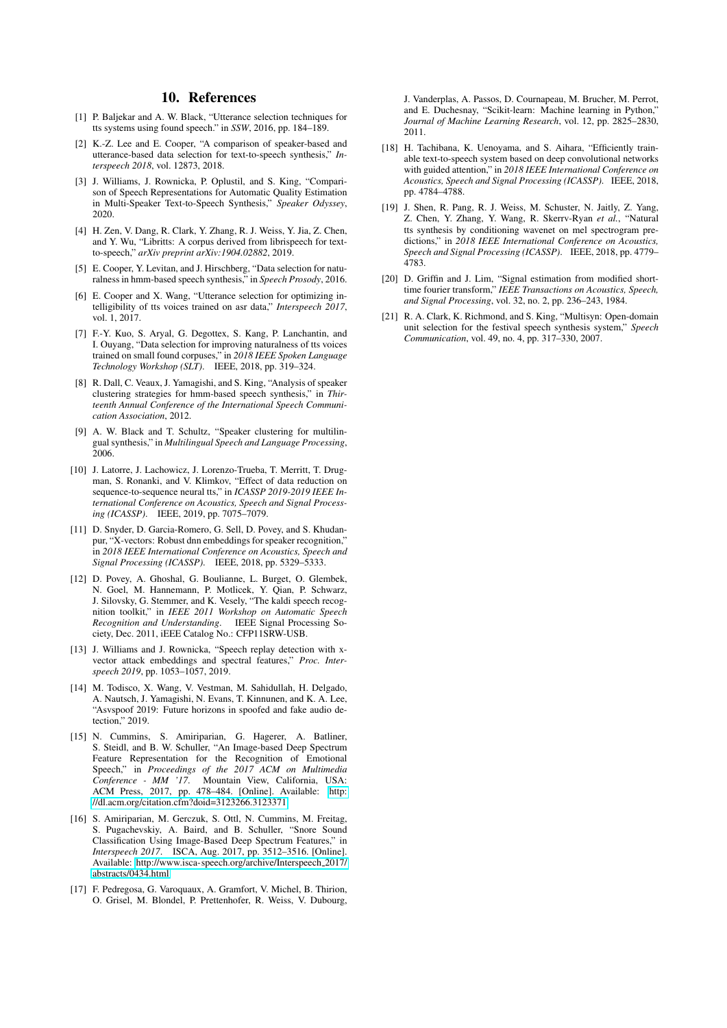## 10. References

[1] P. Baljekar and A. W. Black, "Utterance selection techniques for tts systems using found speech." in *SSW*, 2016, pp. 184–189.

[2] K.-Z. Lee and E. Cooper, "A comparison of speaker-based and utterance-based data selection for text-to-speech synthesis," *Interspeech 2018*, vol. 12873, 2018.

[3] J. Williams, J. Rownicka, P. Oplustil, and S. King, "Comparison of Speech Representations for Automatic Quality Estimation in Multi-Speaker Text-to-Speech Synthesis," *Speaker Odyssey*, 2020.

[4] H. Zen, V. Dang, R. Clark, Y. Zhang, R. J. Weiss, Y. Jia, Z. Chen, and Y. Wu, "Libritts: A corpus derived from librispeech for text-to-speech," *arXiv preprint arXiv:1904.02882*, 2019.

[5] E. Cooper, Y. Levitan, and J. Hirschberg, "Data selection for naturalness in hmm-based speech synthesis," in *Speech Prosody*, 2016.

[6] E. Cooper and X. Wang, "Utterance selection for optimizing intelligibility of tts voices trained on asr data," *Interspeech 2017*, vol. 1, 2017.

[7] F.-Y. Kuo, S. Aryal, G. Degottex, S. Kang, P. Lanchantin, and I. Ouyang, "Data selection for improving naturalness of tts voices trained on small found corpuses," in *2018 IEEE Spoken Language Technology Workshop (SLT)*. IEEE, 2018, pp. 319–324.

[8] R. Dall, C. Veaux, J. Yamagishi, and S. King, "Analysis of speaker clustering strategies for hmm-based speech synthesis," in *Thirteenth Annual Conference of the International Speech Communication Association*, 2012.

[9] A. W. Black and T. Schultz, "Speaker clustering for multilingual synthesis," in *Multilingual Speech and Language Processing*, 2006.

[10] J. Latorre, J. Lachowicz, J. Lorenzo-Trueba, T. Merritt, T. Drugman, S. Ronanki, and V. Klimkov, "Effect of data reduction on sequence-to-sequence neural tts," in *ICASSP 2019-2019 IEEE International Conference on Acoustics, Speech and Signal Processing (ICASSP)*. IEEE, 2019, pp. 7075–7079.

[11] D. Snyder, D. Garcia-Romero, G. Sell, D. Povey, and S. Khudanpur, "X-vectors: Robust dnn embeddings for speaker recognition," in *2018 IEEE International Conference on Acoustics, Speech and Signal Processing (ICASSP)*. IEEE, 2018, pp. 5329–5333.

[12] D. Povey, A. Ghoshal, G. Boulianne, L. Burget, O. Glembek, N. Goel, M. Hannemann, P. Motlicek, Y. Qian, P. Schwarz, J. Silovsky, G. Stemmer, and K. Vesely, "The kaldi speech recognition toolkit," in *IEEE 2011 Workshop on Automatic Speech Recognition and Understanding*. IEEE Signal Processing Society, Dec. 2011, iEEE Catalog No.: CFP11SRW-USB.

[13] J. Williams and J. Rownicka, "Speech replay detection with x-vector attack embeddings and spectral features," *Proc. Interspeech 2019*, pp. 1053–1057, 2019.

[14] M. Todisco, X. Wang, V. Vestman, M. Sahidullah, H. Delgado, A. Nautsch, J. Yamagishi, N. Evans, T. Kinnunen, and K. A. Lee, "Asvspoof 2019: Future horizons in spoofed and fake audio detection," 2019.

[15] N. Cummins, S. Amiriparian, G. Hagerer, A. Batliner, S. Steidl, and B. W. Schuller, "An Image-based Deep Spectrum Feature Representation for the Recognition of Emotional Speech," in *Proceedings of the 2017 ACM on Multimedia Conference - MM '17*. Mountain View, California, USA: ACM Press, 2017, pp. 478–484. [Online]. Available: http://dl.acm.org/citation.cfm?doid=3123266.3123371

[16] S. Amiriparian, M. Gerczuk, S. Ottl, N. Cummins, M. Freitag, S. Pugachevskiy, A. Baird, and B. Schuller, "Snore Sound Classification Using Image-Based Deep Spectrum Features," in *Interspeech 2017*. ISCA, Aug. 2017, pp. 3512–3516. [Online]. Available: http://www.isca-speech.org/archive/Interspeech_2017/abstracts/0434.html

[17] F. Pedregosa, G. Varoquaux, A. Gramfort, V. Michel, B. Thirion, O. Grisel, M. Blondel, P. Prettenhofer, R. Weiss, V. Dubourg, J. Vanderplas, A. Passos, D. Cournapeau, M. Brucher, M. Perrot, and E. Duchesnay, "Scikit-learn: Machine learning in Python," *Journal of Machine Learning Research*, vol. 12, pp. 2825–2830, 2011.

[18] H. Tachibana, K. Uenoyama, and S. Aihara, "Efficiently trainable text-to-speech system based on deep convolutional networks with guided attention," in *2018 IEEE International Conference on Acoustics, Speech and Signal Processing (ICASSP)*. IEEE, 2018, pp. 4784–4788.

[19] J. Shen, R. Pang, R. J. Weiss, M. Schuster, N. Jaitly, Z. Yang, Z. Chen, Y. Zhang, Y. Wang, R. Skerrv-Ryan *et al.*, "Natural tts synthesis by conditioning wavenet on mel spectrogram predictions," in *2018 IEEE International Conference on Acoustics, Speech and Signal Processing (ICASSP)*. IEEE, 2018, pp. 4779–4783.

[20] D. Griffin and J. Lim, "Signal estimation from modified short-time fourier transform," *IEEE Transactions on Acoustics, Speech, and Signal Processing*, vol. 32, no. 2, pp. 236–243, 1984.

[21] R. A. Clark, K. Richmond, and S. King, "Multisyn: Open-domain unit selection for the festival speech synthesis system," *Speech Communication*, vol. 49, no. 4, pp. 317–330, 2007.